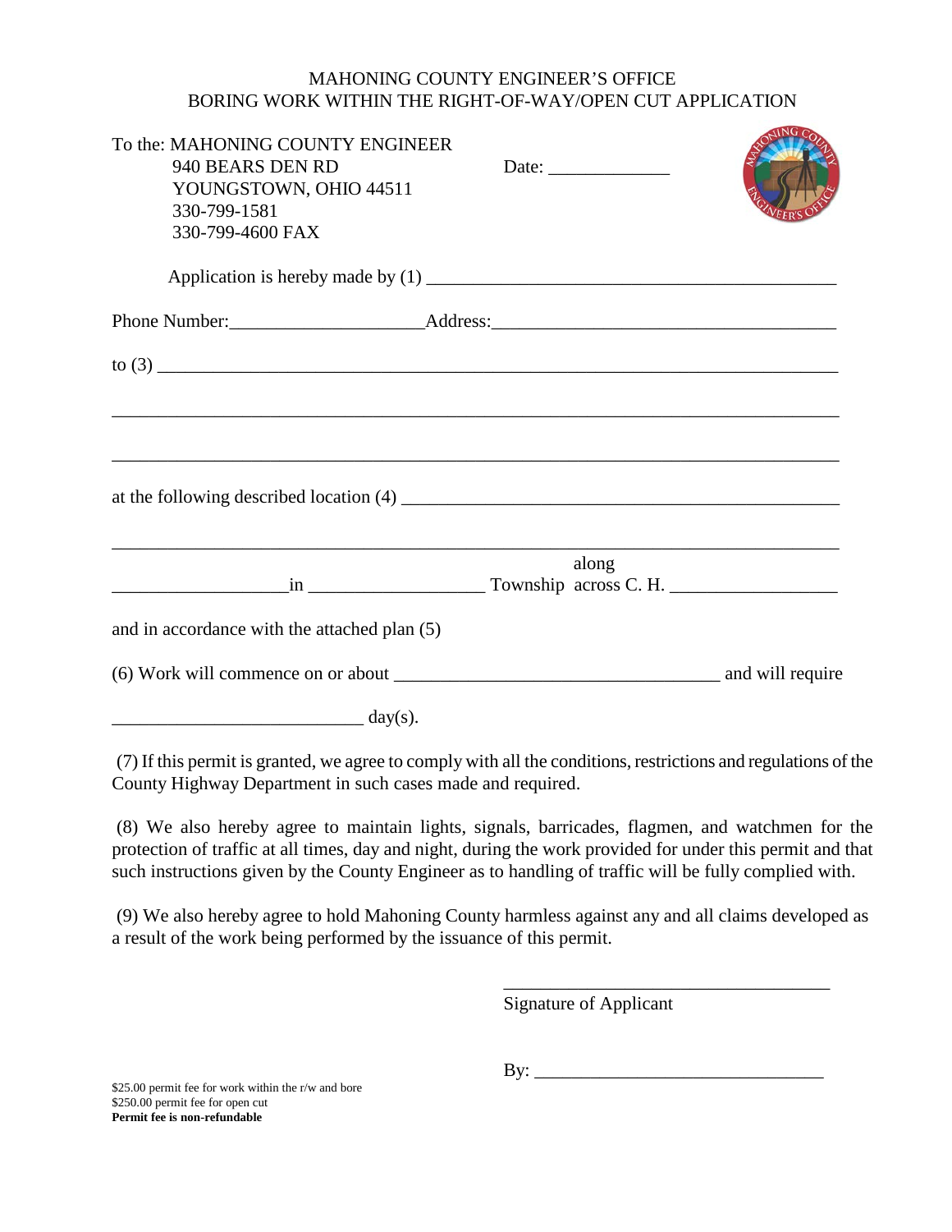# MAHONING COUNTY ENGINEER'S OFFICE
## BORING WORK WITHIN THE RIGHT-OF-WAY/OPEN CUT APPLICATION

To the: MAHONING COUNTY ENGINEER
940 BEARS DEN RD
YOUNGSTOWN, OHIO 44511
330-799-1581
330-799-4600 FAX

Date: _____________

Application is hereby made by (1) ____________________________________________

Phone Number:____________________Address:____________________________________

to (3) ___________________________________________________________________________

_________________________________________________________________________________

_________________________________________________________________________________

at the following described location (4) ________________________________________________

_________________________________________________________________________________

__________________in __________________ Township along across C. H. _________________

and in accordance with the attached plan (5)

(6) Work will commence on or about ___________________________________ and will require

__________________________ day(s).

(7) If this permit is granted, we agree to comply with all the conditions, restrictions and regulations of the County Highway Department in such cases made and required.

(8) We also hereby agree to maintain lights, signals, barricades, flagmen, and watchmen for the protection of traffic at all times, day and night, during the work provided for under this permit and that such instructions given by the County Engineer as to handling of traffic will be fully complied with.

(9) We also hereby agree to hold Mahoning County harmless against any and all claims developed as a result of the work being performed by the issuance of this permit.

____________________________________
Signature of Applicant

By: _______________________________

$25.00 permit fee for work within the r/w and bore
$250.00 permit fee for open cut
**Permit fee is non-refundable**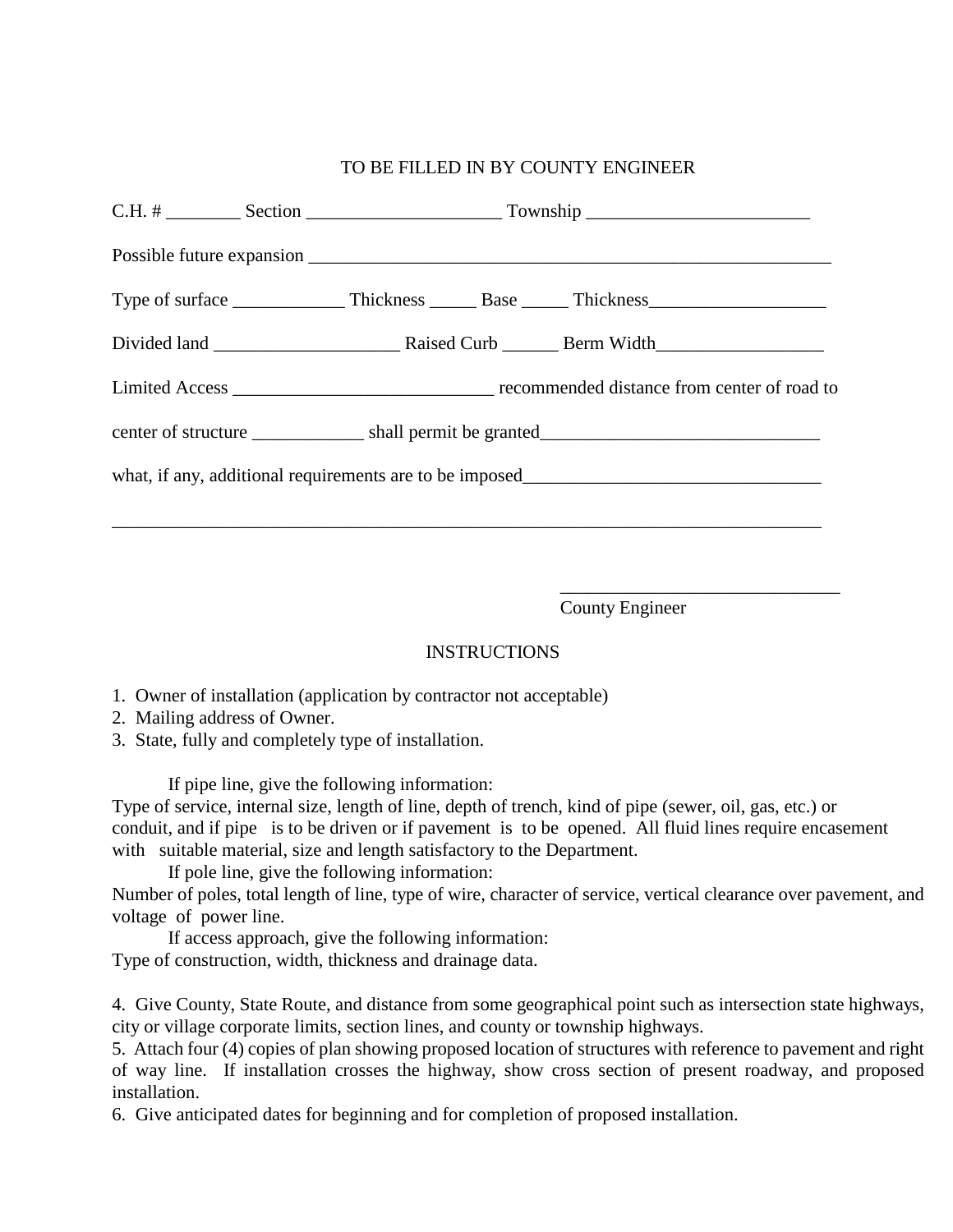TO BE FILLED IN BY COUNTY ENGINEER

C.H. # ________ Section _____________________ Township ________________________

Possible future expansion _________________________________________________________

Type of surface ____________ Thickness _____ Base _____ Thickness___________________

Divided land ___________________ Raised Curb ______ Berm Width__________________

Limited Access ____________________________ recommended distance from center of road to

center of structure ____________ shall permit be granted______________________________

what, if any, additional requirements are to be imposed________________________________

______________________________________________________________________________

_______________________________
County Engineer

INSTRUCTIONS

1. Owner of installation (application by contractor not acceptable)
2. Mailing address of Owner.
3. State, fully and completely type of installation.

If pipe line, give the following information:
Type of service, internal size, length of line, depth of trench, kind of pipe (sewer, oil, gas, etc.) or conduit, and if pipe is to be driven or if pavement is to be opened. All fluid lines require encasement with suitable material, size and length satisfactory to the Department.

If pole line, give the following information:
Number of poles, total length of line, type of wire, character of service, vertical clearance over pavement, and voltage of power line.

If access approach, give the following information:
Type of construction, width, thickness and drainage data.

4. Give County, State Route, and distance from some geographical point such as intersection state highways, city or village corporate limits, section lines, and county or township highways.
5. Attach four (4) copies of plan showing proposed location of structures with reference to pavement and right of way line. If installation crosses the highway, show cross section of present roadway, and proposed installation.
6. Give anticipated dates for beginning and for completion of proposed installation.